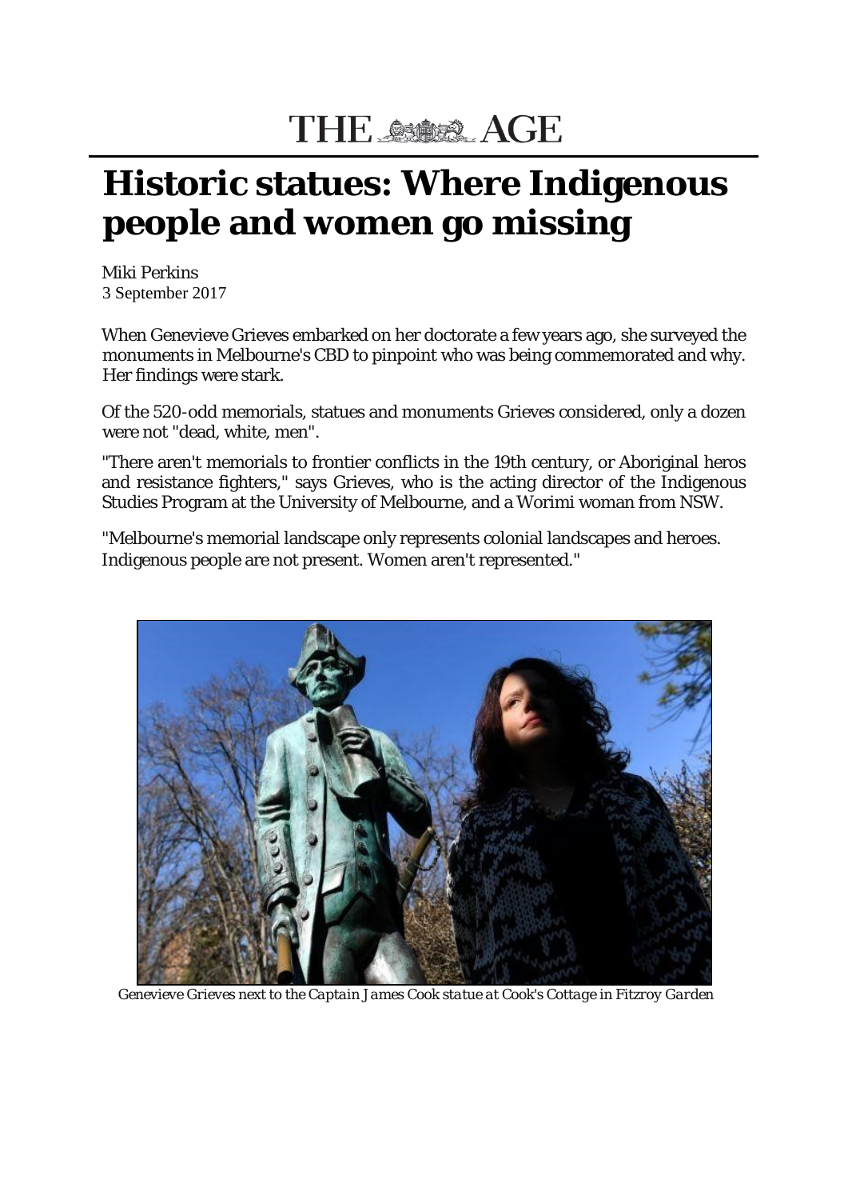THE AGE

# Historic statues: Where Indigenous people and women go missing

Miki Perkins
3 September 2017

When Genevieve Grieves embarked on her doctorate a few years ago, she surveyed the monuments in Melbourne's CBD to pinpoint who was being commemorated and why. Her findings were stark.

Of the 520-odd memorials, statues and monuments Grieves considered, only a dozen were not "dead, white, men".

"There aren't memorials to frontier conflicts in the 19th century, or Aboriginal heros and resistance fighters," says Grieves, who is the acting director of the Indigenous Studies Program at the University of Melbourne, and a Worimi woman from NSW.

"Melbourne's memorial landscape only represents colonial landscapes and heroes. Indigenous people are not present. Women aren't represented."

*Genevieve Grieves next to the Captain James Cook statue at Cook's Cottage in Fitzroy Garden*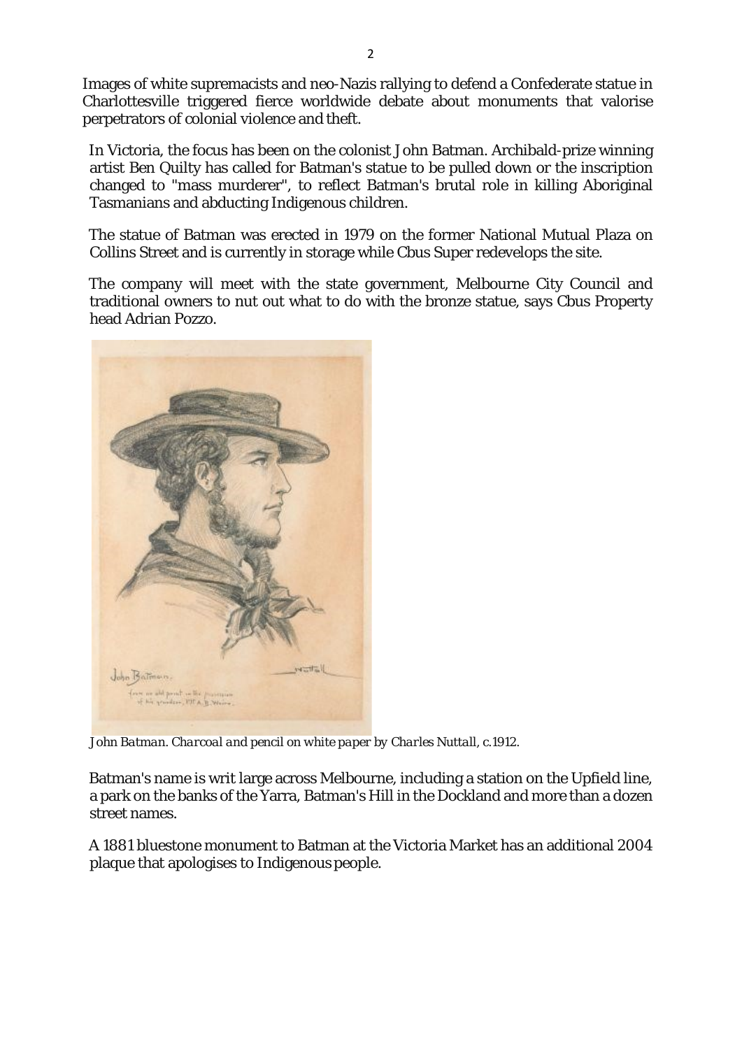Images of white supremacists and neo-Nazis rallying to defend a Confederate statue in Charlottesville triggered fierce worldwide debate about monuments that valorise perpetrators of colonial violence and theft.

In Victoria, the focus has been on the colonist John Batman. Archibald-prize winning artist Ben Quilty has called for Batman's statue to be pulled down or the inscription changed to "mass murderer", to reflect Batman's brutal role in killing Aboriginal Tasmanians and abducting Indigenous children.

The statue of Batman was erected in 1979 on the former National Mutual Plaza on Collins Street and is currently in storage while Cbus Super redevelops the site.

The company will meet with the state government, Melbourne City Council and traditional owners to nut out what to do with the bronze statue, says Cbus Property head Adrian Pozzo.

*John Batman. Charcoal and pencil on white paper by Charles Nuttall, c.1912.*

Batman's name is writ large across Melbourne, including a station on the Upfield line, a park on the banks of the Yarra, Batman's Hill in the Dockland and more than a dozen street names.

A 1881 bluestone monument to Batman at the Victoria Market has an additional 2004 plaque that apologises to Indigenous people.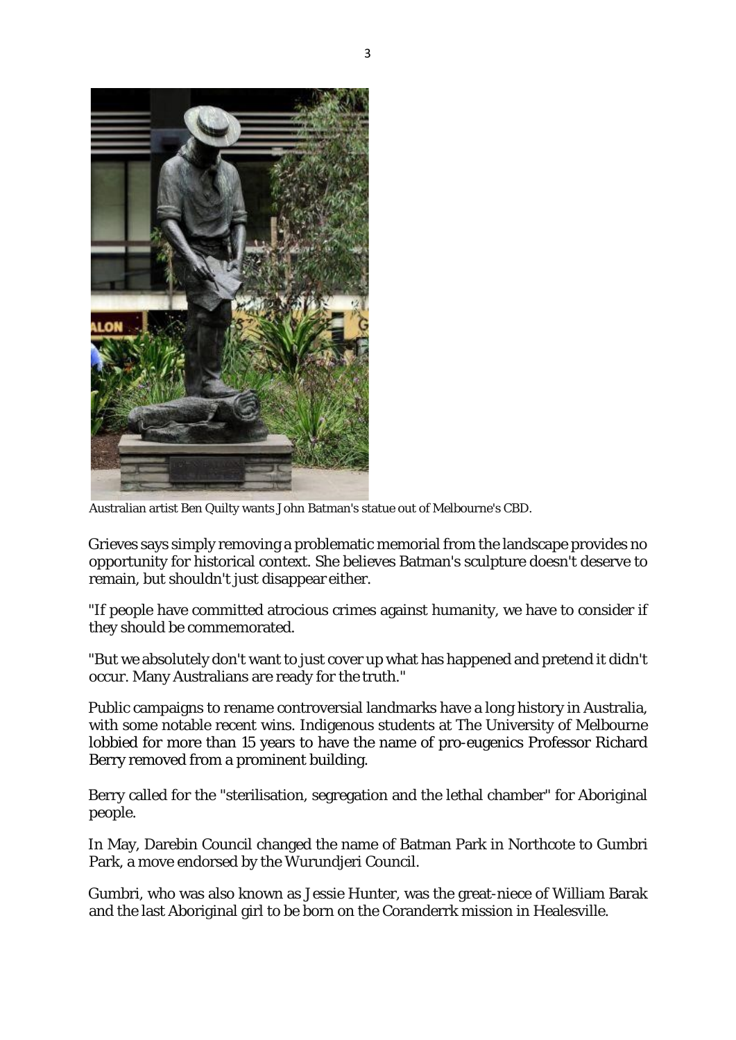Australian artist Ben Quilty wants John Batman's statue out of Melbourne's CBD.

Grieves says simply removing a problematic memorial from the landscape provides no opportunity for historical context. She believes Batman's sculpture doesn't deserve to remain, but shouldn't just disappear either.

"If people have committed atrocious crimes against humanity, we have to consider if they should be commemorated.

"But we absolutely don't want to just cover up what has happened and pretend it didn't occur. Many Australians are ready for the truth."

Public campaigns to rename controversial landmarks have a long history in Australia, with some notable recent wins. Indigenous students at The University of Melbourne lobbied for more than 15 years to have the name of pro-eugenics Professor Richard Berry removed from a prominent building.

Berry called for the "sterilisation, segregation and the lethal chamber" for Aboriginal people.

In May, Darebin Council changed the name of Batman Park in Northcote to Gumbri Park, a move endorsed by the Wurundjeri Council.

Gumbri, who was also known as Jessie Hunter, was the great-niece of William Barak and the last Aboriginal girl to be born on the Coranderrk mission in Healesville.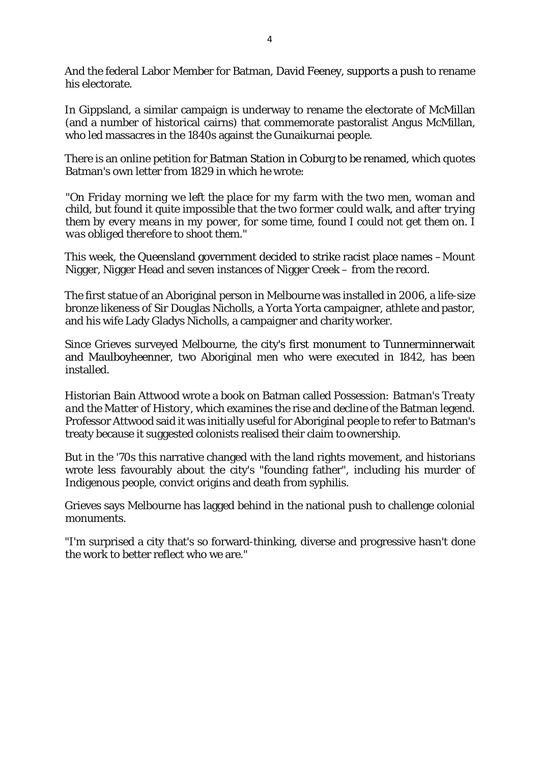And the federal Labor Member for Batman, David Feeney, supports a push to rename his electorate.

In Gippsland, a similar campaign is underway to rename the electorate of McMillan (and a number of historical cairns) that commemorate pastoralist Angus McMillan, who led massacres in the 1840s against the Gunaikurnai people.

There is an online petition for Batman Station in Coburg to be renamed, which quotes Batman's own letter from 1829 in which he wrote:

*"On Friday morning we left the place for my farm with the two men, woman and child, but found it quite impossible that the two former could walk, and after trying them by every means in my power, for some time, found I could not get them on. I was obliged therefore to shoot them."*

This week, the Queensland government decided to strike racist place names – Mount Nigger, Nigger Head and seven instances of Nigger Creek – from the record.

The first statue of an Aboriginal person in Melbourne was installed in 2006, a life-size bronze likeness of Sir Douglas Nicholls, a Yorta Yorta campaigner, athlete and pastor, and his wife Lady Gladys Nicholls, a campaigner and charity worker.

Since Grieves surveyed Melbourne, the city's first monument to Tunnerminnerwait and Maulboyheenner, two Aboriginal men who were executed in 1842, has been installed.

Historian Bain Attwood wrote a book on Batman called Possession: *Batman's Treaty and the Matter of History*, which examines the rise and decline of the Batman legend. Professor Attwood said it was initially useful for Aboriginal people to refer to Batman's treaty because it suggested colonists realised their claim to ownership.

But in the '70s this narrative changed with the land rights movement, and historians wrote less favourably about the city's "founding father", including his murder of Indigenous people, convict origins and death from syphilis.

Grieves says Melbourne has lagged behind in the national push to challenge colonial monuments.

"I'm surprised a city that's so forward-thinking, diverse and progressive hasn't done the work to better reflect who we are."